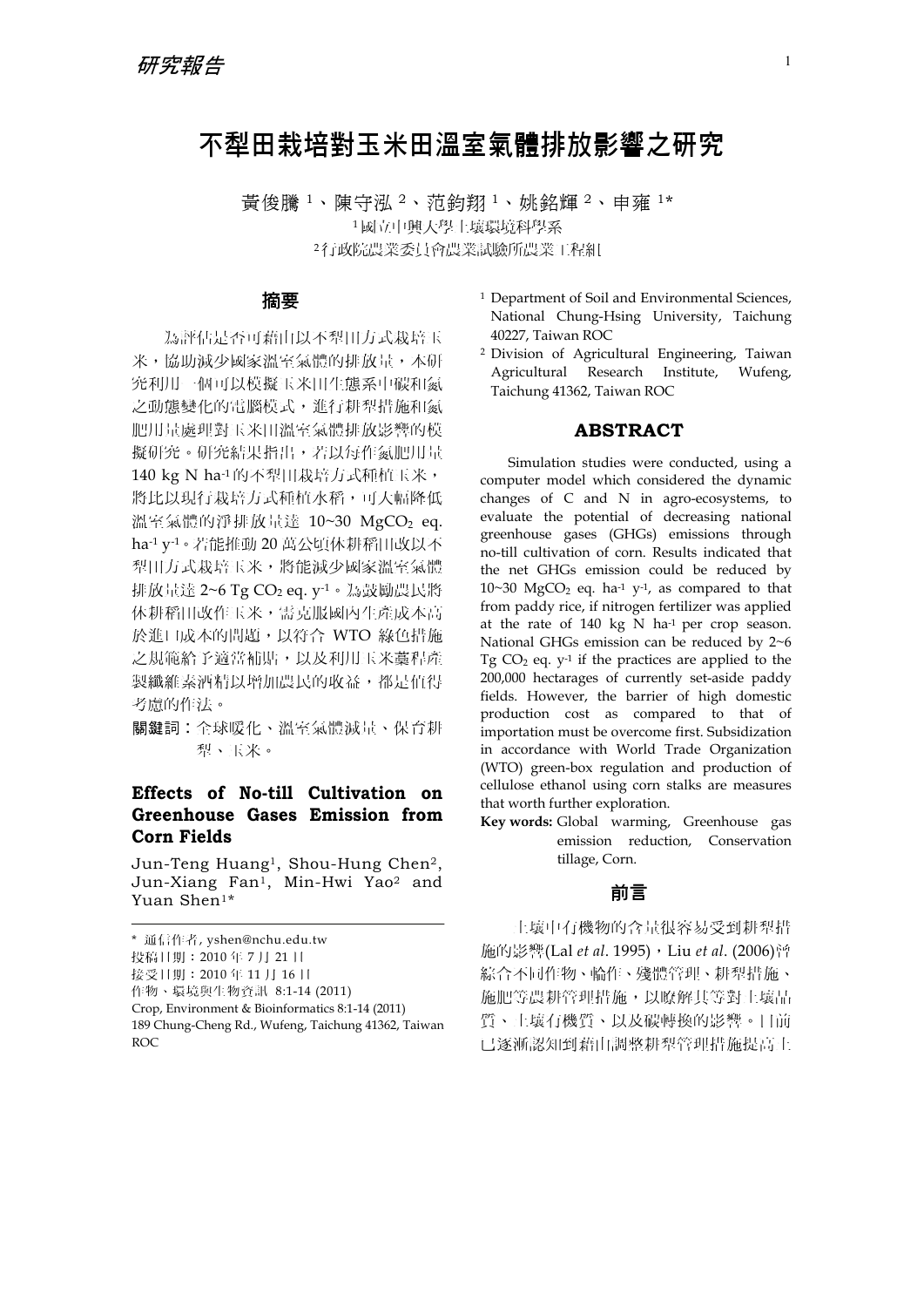研究報告

# 不犁田栽培對玉米田溫室氣體排放影響之研究

黃俊騰[1]、陳守泓[2]、范鈞翔[1]、姚銘輝[2]、申雍[1]*

[1]國立中興大學土壤環境科學系

[2]行政院農業委員會農業試驗所農業工程組

## 摘要

為評估是否可藉由以不犁田方式栽培玉米，協助減少國家溫室氣體的排放量，本研究利用一個可以模擬玉米田生態系中碳和氮之動態變化的電腦模式，進行耕犁措施和氮肥用量處理對玉米田溫室氣體排放影響的模擬研究。研究結果指出，若以每作氮肥用量 140 kg N $ha^{-1}$的不犁田栽培方式種植玉米，將比以現行栽培方式種植水稻，可大幅降低溫室氣體的淨排放量達 10~30 $MgCO_2$ eq. $ha^{-1}$ $y^{-1}$。若能推動 20 萬公頃休耕稻田改以不犁田方式栽培玉米，將能減少國家溫室氣體排放量達 2~6 Tg $CO_2$ eq. $y^{-1}$。為鼓勵農民將休耕稻田改作玉米，需克服國內生產成本高於進口成本的問題，以符合 WTO 綠色措施之規範給予適當補貼，以及利用玉米藁稈產製纖維素酒精以增加農民的收益，都是值得考慮的作法。

**關鍵詞**：全球暖化、溫室氣體減量、保育耕犁、玉米。

## Effects of No-till Cultivation on Greenhouse Gases Emission from Corn Fields

Jun-Teng Huang[1], Shou-Hung Chen[2], Jun-Xiang Fan[1], Min-Hwi Yao[2] and Yuan Shen[1]*

\* 通信作者, yshen@nchu.edu.tw

投稿日期：2010 年 7 月 21 日

接受日期：2010 年 11 月 16 日

作物、環境與生物資訊 8:1-14 (2011)

Crop, Environment & Bioinformatics 8:1-14 (2011)

189 Chung-Cheng Rd., Wufeng, Taichung 41362, Taiwan ROC

[1] Department of Soil and Environmental Sciences, National Chung-Hsing University, Taichung 40227, Taiwan ROC

[2] Division of Agricultural Engineering, Taiwan Agricultural Research Institute, Wufeng, Taichung 41362, Taiwan ROC

## ABSTRACT

Simulation studies were conducted, using a computer model which considered the dynamic changes of C and N in agro-ecosystems, to evaluate the potential of decreasing national greenhouse gases (GHGs) emissions through no-till cultivation of corn. Results indicated that the net GHGs emission could be reduced by 10~30 $MgCO_2$ eq. $ha^{-1}$ $y^{-1}$, as compared to that from paddy rice, if nitrogen fertilizer was applied at the rate of 140 kg N $ha^{-1}$ per crop season. National GHGs emission can be reduced by 2~6 Tg $CO_2$ eq. $y^{-1}$ if the practices are applied to the 200,000 hectarages of currently set-aside paddy fields. However, the barrier of high domestic production cost as compared to that of importation must be overcome first. Subsidization in accordance with World Trade Organization (WTO) green-box regulation and production of cellulose ethanol using corn stalks are measures that worth further exploration.

**Key words:** Global warming, Greenhouse gas emission reduction, Conservation tillage, Corn.

## 前言

土壤中有機物的含量很容易受到耕犁措施的影響(Lal *et al*. 1995)，Liu *et al*. (2006)曾綜合不同作物、輪作、殘體管理、耕犁措施、施肥等農耕管理措施，以瞭解其等對土壤品質、土壤有機質、以及碳轉換的影響。目前已逐漸認知到藉由調整耕犁管理措施提高土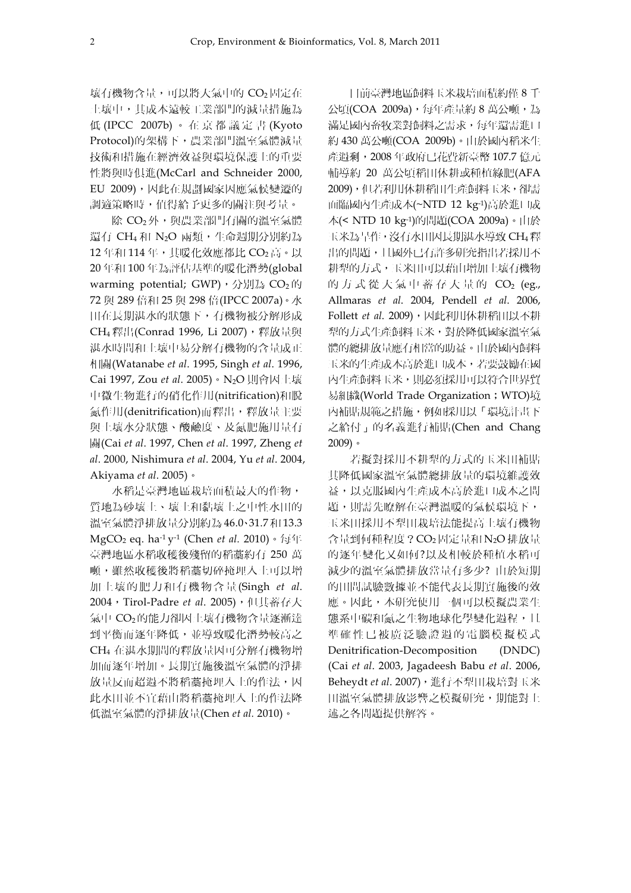壤有機物含量，可以將大氣中的 $CO_2$ 固定在土壤中，其成本遠較工業部門的減量措施為低 (IPCC 2007b)。在京都議定書 (Kyoto Protocol)的架構下，農業部門溫室氣體減量技術和措施在經濟效益與環境保護上的重要性將與時俱進(McCarl and Schneider 2000, EU 2009)，因此在規劃國家因應氣候變遷的調適策略時，值得給予更多的關注與考量。

除 $CO_2$ 外，與農業部門有關的溫室氣體還有 $CH_4$ 和 $N_2O$ 兩類，生命週期分別約為 12 年和 114 年，其暖化效應都比 $CO_2$ 高。以 20 年和 100 年為評估基準的暖化潛勢(global warming potential; GWP)，分別為 $CO_2$ 的 72 與 289 倍和 25 與 298 倍(IPCC 2007a)。水田在長期湛水的狀態下，有機物被分解形成 $CH_4$ 釋出(Conrad 1996, Li 2007)，釋放量與湛水時間和土壤中易分解有機物的含量成正相關(Watanabe *et al*. 1995, Singh *et al*. 1996, Cai 1997, Zou *et al*. 2005)。$N_2O$ 則會因土壤中微生物進行的硝化作用(nitrification)和脫氮作用(denitrification)而釋出，釋放量主要與土壤水分狀態、酸鹼度、及氮肥施用量有關(Cai *et al*. 1997, Chen *et al*. 1997, Zheng *et al*. 2000, Nishimura *et al*. 2004, Yu *et al*. 2004, Akiyama *et al*. 2005)。

水稻是臺灣地區栽培面積最大的作物，質地為砂壤土、壤土和黏壤土之中性水田的溫室氣體淨排放量分別約為 46.0、31.7 和 13.3 $MgCO_2$ eq. $ha^{-1}$ $y^{-1}$ (Chen *et al*. 2010)。每年臺灣地區水稻收穫後殘留的稻藁約有 250 萬噸，雖然收穫後將稻藁切碎掩埋入土可以增加土壤的肥力和有機物含量(Singh *et al*. 2004，Tirol-Padre *et al*. 2005)，但其蓄存大氣中 $CO_2$ 的能力卻因土壤有機物含量逐漸達到平衡而逐年降低，並導致暖化潛勢較高之 $CH_4$ 在湛水期間的釋放量因可分解有機物增加而逐年增加。長期實施後溫室氣體的淨排放量反而超過不將稻藁掩埋入土的作法，因此水田並不宜藉由將稻藁掩埋入土的作法降低溫室氣體的淨排放量(Chen *et al*. 2010)。

目前臺灣地區飼料玉米栽培面積約僅 8 千公頃(COA 2009a)，每年產量約 8 萬公噸，為滿足國內畜牧業對飼料之需求，每年還需進口約 430 萬公噸(COA 2009b)。由於國內稻米生產過剩，2008 年政府已花費新臺幣 107.7 億元輔導約 20 萬公頃稻田休耕或種植綠肥(AFA 2009)，但若利用休耕稻田生產飼料玉米，卻需面臨國內生產成本(~NTD 12 $kg^{-1}$)高於進口成本(< NTD 10 $kg^{-1}$)的問題(COA 2009a)。由於玉米為旱作，沒有水田因長期湛水導致 $CH_4$ 釋出的問題，且國外已有許多研究指出若採用不耕犁的方式，玉米田可以藉由增加土壤有機物的方式從大氣中蓄存大量的 $CO_2$ (eg., Allmaras *et al*. 2004, Pendell *et al*. 2006, Follett *et al*. 2009)，因此利用休耕稻田以不耕犁的方式生產飼料玉米，對於降低國家溫室氣體的總排放量應有相當的助益。由於國內飼料玉米的生產成本高於進口成本，若要鼓勵在國內生產飼料玉米，則必須採用可以符合世界貿易組織(World Trade Organization；WTO)境內補貼規範之措施，例如採用以「環境計畫下之給付」的名義進行補貼(Chen and Chang 2009)。

若擬對採用不耕犁的方式的玉米田補貼其降低國家溫室氣體總排放量的環境維護效益，以克服國內生產成本高於進口成本之問題，則需先瞭解在臺灣溫暖的氣候環境下，玉米田採用不犁田栽培法能提高土壤有機物含量到何種程度？$CO_2$ 固定量和 $N_2O$ 排放量的逐年變化又如何?以及相較於種植水稻可減少的溫室氣體排放當量有多少? 由於短期的田間試驗數據並不能代表長期實施後的效應。因此，本研究使用一個可以模擬農業生態系中碳和氮之生物地球化學變化過程，且準確性已被廣泛驗證過的電腦模擬模式 Denitrification-Decomposition (DNDC) (Cai *et al*. 2003, Jagadeesh Babu *et al*. 2006, Beheydt *et al*. 2007)，進行不犁田栽培對玉米田溫室氣體排放影響之模擬研究，期能對上述之各問題提供解答。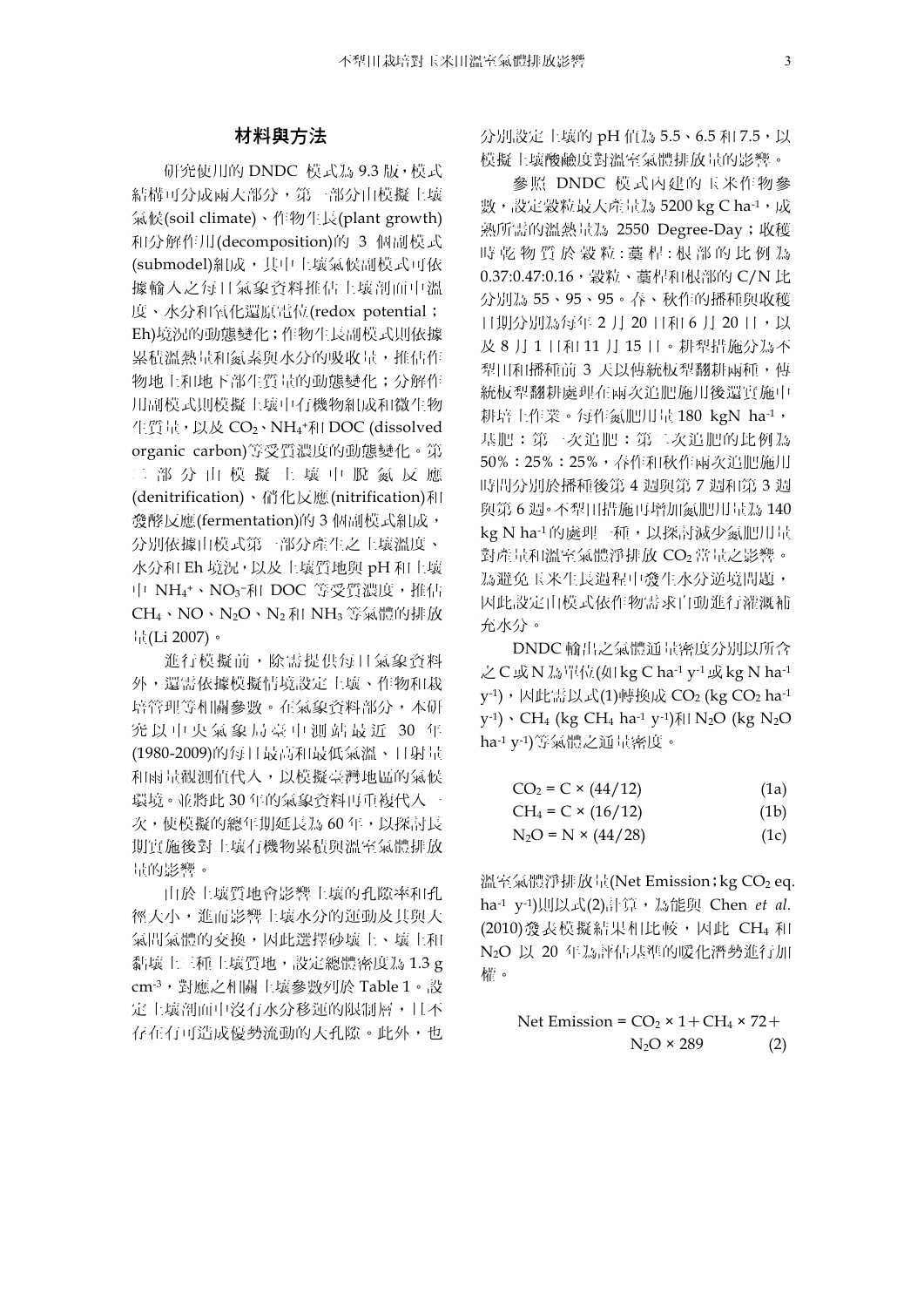## 材料與方法

研究使用的 DNDC 模式為 9.3 版，模式結構可分成兩大部分，第一部分由模擬土壤氣候(soil climate)、作物生長(plant growth)和分解作用(decomposition)的 3 個副模式(submodel)組成，其中土壤氣候副模式可依據輸入之每日氣象資料推估土壤剖面中溫度、水分和氧化還原電位(redox potential；Eh)境況的動態變化；作物生長副模式則依據累積溫熱量和氮素與水分的吸收量，推估作物地上和地下部生質量的動態變化；分解作用副模式則模擬土壤中有機物組成和微生物生質量，以及 $CO_2$、$NH_4^+$和 DOC (dissolved organic carbon)等受質濃度的動態變化。第二部分由模擬土壤中脫氮反應(denitrification)、硝化反應(nitrification)和發酵反應(fermentation)的 3 個副模式組成，分別依據由模式第一部分產生之土壤溫度、水分和 Eh 境況，以及土壤質地與 pH 和土壤中 $NH_4^+$、$NO_3^-$和 DOC 等受質濃度，推估 $CH_4$、NO、$N_2O$、$N_2$ 和 $NH_3$ 等氣體的排放量(Li 2007)。

進行模擬前，除需提供每日氣象資料外，還需依據模擬情境設定土壤、作物和栽培管理等相關參數。在氣象資料部分，本研究以中央氣象局臺中測站最近 30 年(1980-2009)的每日最高和最低氣溫、日射量和雨量觀測值代入，以模擬臺灣地區的氣候環境。並將此 30 年的氣象資料再重複代入一次，使模擬的總年期延長為 60 年，以探討長期實施後對土壤有機物累積與溫室氣體排放量的影響。

由於土壤質地會影響土壤的孔隙率和孔徑大小，進而影響土壤水分的運動及其與大氣間氣體的交換，因此選擇砂壤土、壤土和黏壤土三種土壤質地，設定總體密度為 1.3 g cm$^{-3}$，對應之相關土壤參數列於 Table 1。設定土壤剖面中沒有水分移運的限制層，且不存在有可造成優勢流動的大孔隙。此外，也分別設定土壤的 pH 值為 5.5、6.5 和 7.5，以模擬土壤酸鹼度對溫室氣體排放量的影響。

參照 DNDC 模式內建的玉米作物參數，設定穀粒最大產量為 5200 kg C ha$^{-1}$，成熟所需的溫熱量為 2550 Degree-Day；收穫時乾物質於穀粒：藁稈：根部的比例為 0.37:0.47:0.16，穀粒、藁稈和根部的 C/N 比分別為 55、95、95。春、秋作的播種與收穫日期分別為每年 2 月 20 日和 6 月 20 日，以及 8 月 1 日和 11 月 15 日。耕犁措施分為不犁田和播種前 3 天以傳統板犁翻耕兩種，傳統板犁翻耕處理在兩次追肥施用後還實施中耕培土作業。每作氮肥用量 180 kgN ha$^{-1}$，基肥：第一次追肥：第二次追肥的比例為 50%：25%：25%，春作和秋作兩次追肥施用時間分別於播種後第 4 週與第 7 週和第 3 週與第 6 週。不犁田措施再增加氮肥用量為 140 kg N ha$^{-1}$的處理一種，以探討減少氮肥用量對產量和溫室氣體淨排放 $CO_2$ 當量之影響。為避免玉米生長過程中發生水分逆境問題，因此設定由模式依作物需求自動進行灌溉補充水分。

DNDC 輸出之氣體通量密度分別以所含之 C 或 N 為單位(如 kg C ha$^{-1}$ y$^{-1}$ 或 kg N ha$^{-1}$ y$^{-1}$)，因此需以式(1)轉換成 $CO_2$ (kg $CO_2$ ha$^{-1}$ y$^{-1}$)、$CH_4$ (kg $CH_4$ ha$^{-1}$ y$^{-1}$)和 $N_2O$ (kg $N_2O$ ha$^{-1}$ y$^{-1}$)等氣體之通量密度。

$$CO_2 = C \times (44/12) \quad (1a)$$

$$CH_4 = C \times (16/12) \quad (1b)$$

$$N_2O = N \times (44/28) \quad (1c)$$

溫室氣體淨排放量(Net Emission；kg $CO_2$ eq. ha$^{-1}$ y$^{-1}$)則以式(2)計算，為能與 Chen *et al.* (2010)發表模擬結果相比較，因此 $CH_4$ 和 $N_2O$ 以 20 年為評估基準的暖化潛勢進行加權。

$$\text{Net Emission} = CO_2 \times 1 + CH_4 \times 72 + N_2O \times 289 \quad (2)$$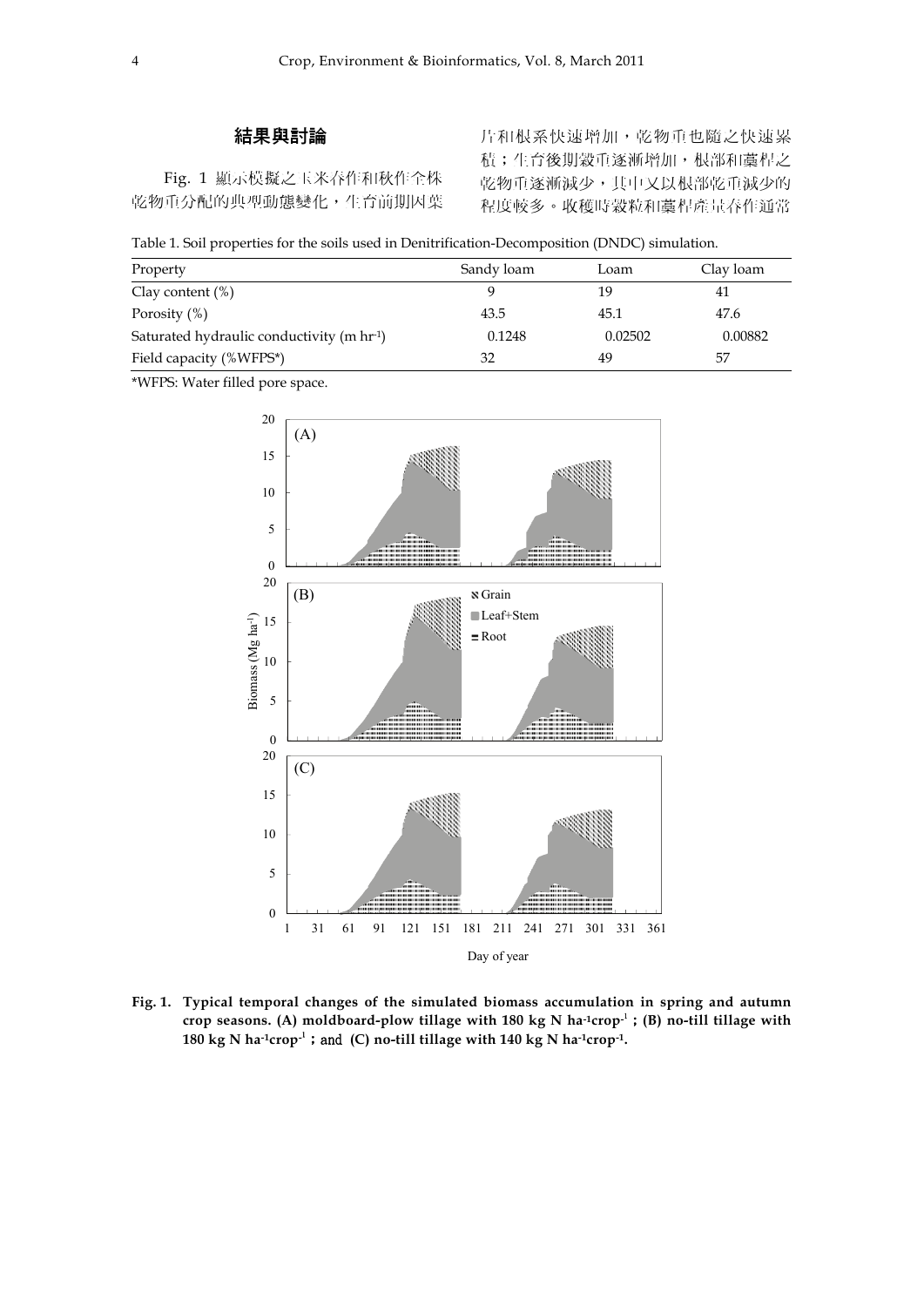## 結果與討論

Fig. 1 顯示模擬之玉米春作和秋作全株乾物重分配的典型動態變化，生育前期因葉片和根系快速增加，乾物重也隨之快速累積；生育後期穀重逐漸增加，根部和藁稈之乾物重逐漸減少，其中又以根部乾重減少的程度較多。收穫時穀粒和藁稈產量春作通常

Table 1. Soil properties for the soils used in Denitrification-Decomposition (DNDC) simulation.

| Property | Sandy loam | Loam | Clay loam |
|---|---|---|---|
| Clay content (%) | 9 | 19 | 41 |
| Porosity (%) | 43.5 | 45.1 | 47.6 |
| Saturated hydraulic conductivity (m $hr^{-1}$) | 0.1248 | 0.02502 | 0.00882 |
| Field capacity (%WFPS*) | 32 | 49 | 57 |

*WFPS: Water filled pore space.

**Fig. 1. Typical temporal changes of the simulated biomass accumulation in spring and autumn crop seasons. (A) moldboard-plow tillage with 180 kg N $ha^{-1}crop^{-1}$ ; (B) no-till tillage with 180 kg N $ha^{-1}crop^{-1}$ ; and (C) no-till tillage with 140 kg N $ha^{-1}crop^{-1}$.**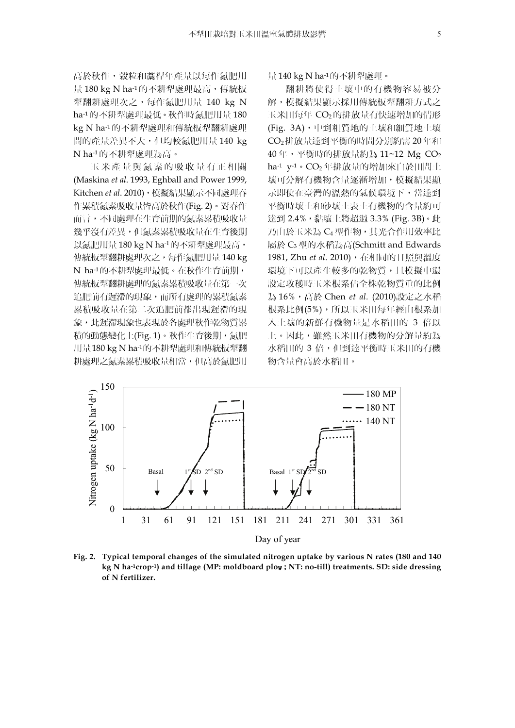高於秋作，穀粒和藁稈年產量以每作氮肥用量 180 kg N ha-1的不耕犁處理最高，傳統板犁翻耕處理次之，每作氮肥用量 140 kg N ha-1的不耕犁處理最低。秋作時氮肥用量 180 kg N ha-1的不耕犁處理和傳統板犁翻耕處理間的產量差異不大，但均較氮肥用量 140 kg N ha-1的不耕犁處理為高。

玉米產量與氮素的吸收量有正相關 (Maskina *et al*. 1993, Eghball and Power 1999, Kitchen *et al*. 2010)，模擬結果顯示不同處理春作累積氮素吸收量皆高於秋作(Fig. 2)。對春作而言，不同處理在生育前期的氮素累積吸收量幾乎沒有差異，但氮素累積吸收量在生育後期以氮肥用量 180 kg N ha-1的不耕犁處理最高，傳統板犁翻耕處理次之，每作氮肥用量 140 kg N ha-1的不耕犁處理最低。在秋作生育前期，傳統板犁翻耕處理的氮素累積吸收量在第一次追肥前有遲滯的現象，而所有處理的累積氮素累積吸收量在第二次追肥前都出現遲滯的現象，此遲滯現象也表現於各處理秋作乾物質累積的動態變化上(Fig. 1)。秋作生育後期，氮肥用量 180 kg N ha-1的不耕犁處理和傳統板犁翻耕處理之氮素累積吸收量相當，但高於氮肥用量 140 kg N ha-1的不耕犁處理。

翻耕將使得土壤中的有機物容易被分解，模擬結果顯示採用傳統板犁翻耕方式之玉米田每年 $CO_2$ 的排放量有快速增加的情形 (Fig. 3A)，中到粗質地的土壤和細質地土壤 $CO_2$ 排放量達到平衡的時間分別約需 20 年和 40 年，平衡時的排放量約為 11~12 Mg $CO_2$ ha-1 y-1。$CO_2$ 年排放量的增加來自於田間土壤可分解有機物含量逐漸增加，模擬結果顯示即使在臺灣的溫熱的氣候環境下，當達到平衡時壤土和砂壤土表土有機物的含量約可達到 2.4%，黏壤土將超過 3.3% (Fig. 3B)。此乃由於玉米為 $C_4$ 型作物，其光合作用效率比屬於 $C_3$ 型的水稻為高(Schmitt and Edwards 1981, Zhu *et al*. 2010)，在相同的日照與溫度環境下可以產生較多的乾物質，且模擬中還設定收穫時玉米根系佔全株乾物質重的比例為 16%，高於 Chen *et al*. (2010)設定之水稻根系比例(5%)，所以玉米田每年經由根系加入土壤的新鮮有機物量是水稻田的 3 倍以上。因此，雖然玉米田有機物的分解量約為水稻田的 3 倍，但到達平衡時玉米田的有機物含量會高於水稻田。

**Fig. 2. Typical temporal changes of the simulated nitrogen uptake by various N rates (180 and 140 kg N ha-1crop-1) and tillage (MP: moldboard plow; NT: no-till) treatments. SD: side dressing of N fertilizer.**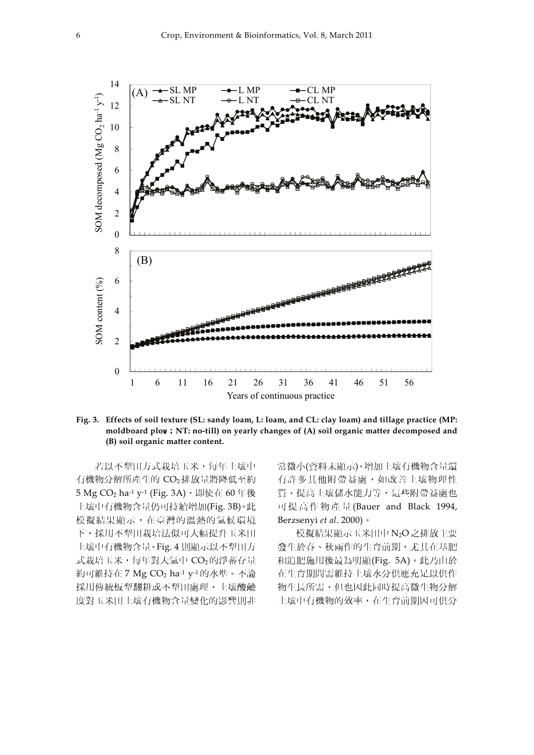Fig. 3. **Effects of soil texture (SL: sandy loam, L: loam, and CL: clay loam) and tillage practice (MP: moldboard plow；NT: no-till) on yearly changes of (A) soil organic matter decomposed and (B) soil organic matter content.**

若以不犁田方式栽培玉米，每年土壤中有機物分解所產生的 $CO_2$ 排放量將降低至約 5 Mg $CO_2$ ha$^{-1}$ y$^{-1}$ (Fig. 3A)，即使在 60 年後土壤中有機物含量仍可持續增加(Fig. 3B)。此模擬結果顯示，在臺灣的溫熱的氣候環境下，採用不犁田栽培法似可大幅提升玉米田土壤中有機物含量。Fig. 4 則顯示以不犁田方式栽培玉米，每年對大氣中 $CO_2$ 的淨蓄存量約可維持在 7 Mg $CO_2$ ha$^{-1}$ y$^{-1}$ 的水準。不論採用傳統板犁翻耕或不犁田處理，土壤酸鹼度對玉米田土壤有機物含量變化的影響則非常微小(資料未顯示)。增加土壤有機物含量還有許多其他附帶益處，如改善土壤物理性質、提高土壤儲水能力等，這些附帶益處也可提高作物產量(Bauer and Black 1994, Berzsenyi *et al*. 2000)。

模擬結果顯示玉米田中 $N_2O$ 之排放主要發生於春、秋兩作的生育前期，尤其在基肥和追肥施用後最為明顯(Fig. 5A)。此乃由於在生育期間需維持土壤水分供應充足以供作物生長所需，但也因此同時提高微生物分解土壤中有機物的效率，在生育前期因可供分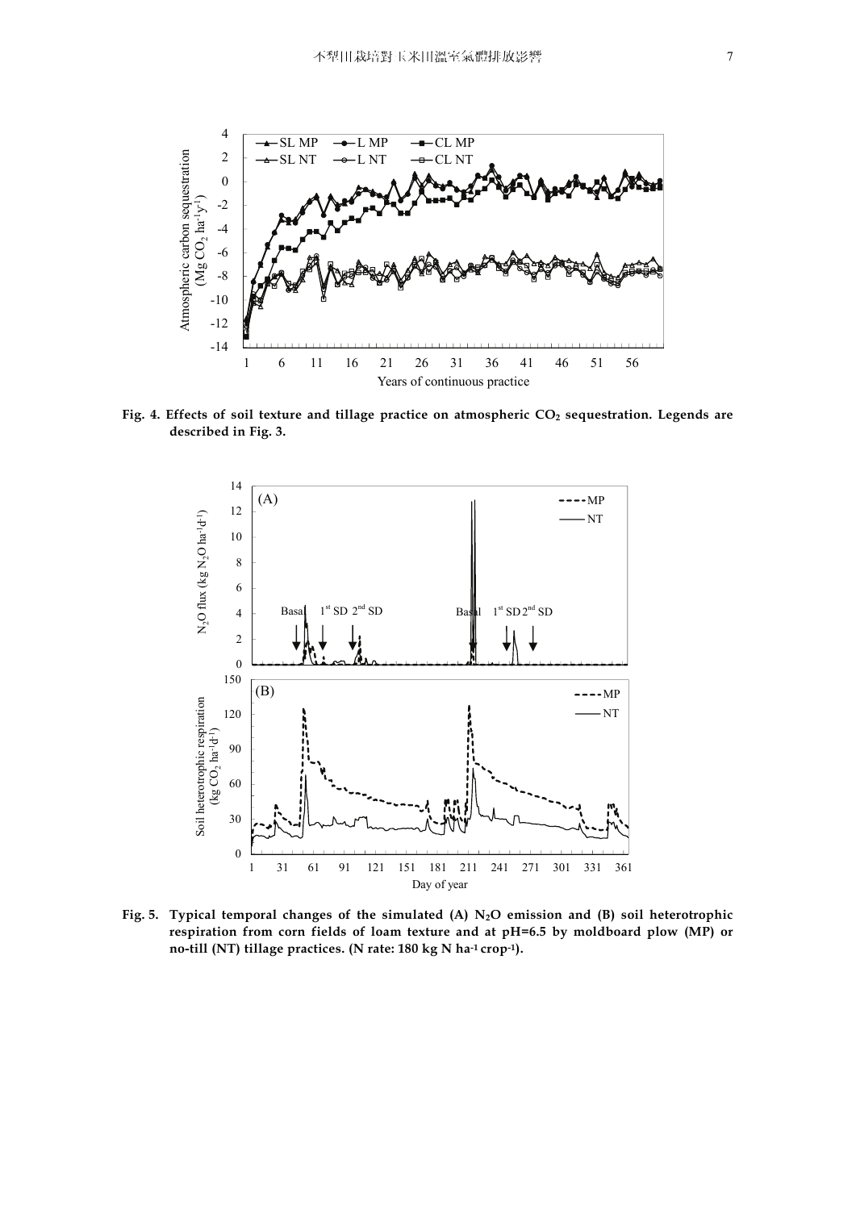Fig. 4. Effects of soil texture and tillage practice on atmospheric $CO_2$ sequestration. Legends are described in Fig. 3.

Fig. 5. Typical temporal changes of the simulated (A) $N_2O$ emission and (B) soil heterotrophic respiration from corn fields of loam texture and at pH=6.5 by moldboard plow (MP) or no-till (NT) tillage practices. (N rate: 180 kg N ha$^{-1}$ crop$^{-1}$).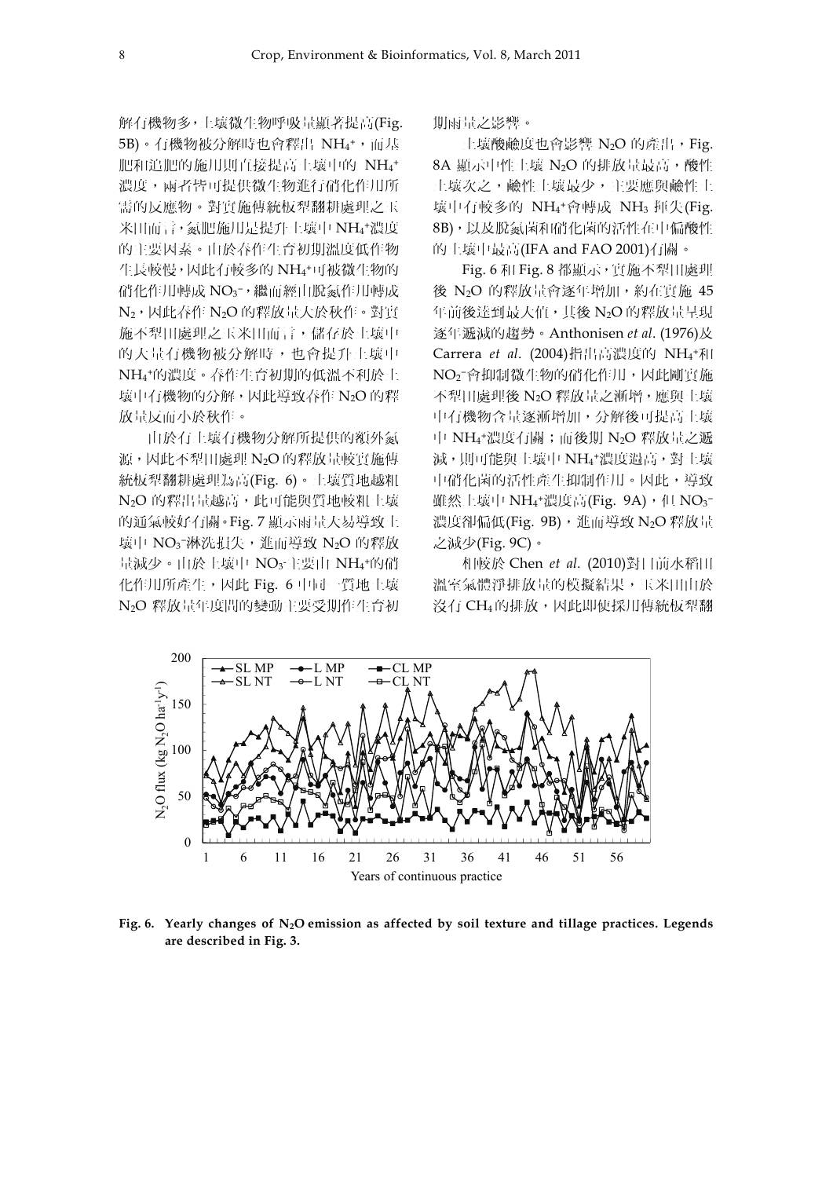解有機物多，土壤微生物呼吸量顯著提高(Fig. 5B)。有機物被分解時也會釋出 $NH_4^+$，而基肥和追肥的施用則直接提高土壤中的 $NH_4^+$ 濃度，兩者皆可提供微生物進行硝化作用所需的反應物。對實施傳統板犁翻耕處理之玉米田而言，氮肥施用是提升土壤中 $NH_4^+$濃度的主要因素。由於春作生育初期溫度低作物生長較慢，因此有較多的 $NH_4^+$可被微生物的硝化作用轉成 $NO_3^-$，繼而經由脫氮作用轉成 $N_2$，因此春作 $N_2O$ 的釋放量大於秋作。對實施不犁田處理之玉米田而言，儲存於土壤中的大量有機物被分解時，也會提升土壤中 $NH_4^+$的濃度。春作生育初期的低溫不利於土壤中有機物的分解，因此導致春作 $N_2O$ 的釋放量反而小於秋作。

由於有土壤有機物分解所提供的額外氮源，因此不犁田處理 $N_2O$ 的釋放量較實施傳統板犁翻耕處理為高(Fig. 6)。土壤質地越粗 $N_2O$ 的釋出量越高，此可能與質地較粗土壤的通氣較好有關。Fig. 7 顯示雨量大易導致土壤中 $NO_3^-$淋洗損失，進而導致 $N_2O$ 的釋放量減少。由於土壤中 $NO_3^-$主要由 $NH_4^+$的硝化作用所產生，因此 Fig. 6 中同一質地土壤 $N_2O$ 釋放量年度間的變動主要受期作生育初期雨量之影響。

土壤酸鹼度也會影響 $N_2O$ 的產出，Fig. 8A 顯示中性土壤 $N_2O$ 的排放量最高，酸性土壤次之，鹼性土壤最少，主要應與鹼性土壤中有較多的 $NH_4^+$會轉成 $NH_3$ 揮失(Fig. 8B)，以及脫氮菌和硝化菌的活性在中偏酸性的土壤中最高(IFA and FAO 2001)有關。

Fig. 6 和 Fig. 8 都顯示，實施不犁田處理後 $N_2O$ 的釋放量會逐年增加，約在實施 45 年前後達到最大值，其後 $N_2O$ 的釋放量呈現逐年遞減的趨勢。Anthonisen *et al*. (1976)及 Carrera *et al*. (2004)指出高濃度的 $NH_4^+$和 $NO_2^-$會抑制微生物的硝化作用，因此剛實施不犁田處理後 $N_2O$ 釋放量之漸增，應與土壤中有機物含量逐漸增加，分解後可提高土壤中 $NH_4^+$濃度有關；而後期 $N_2O$ 釋放量之遞減，則可能與土壤中 $NH_4^+$濃度過高，對土壤中硝化菌的活性產生抑制作用。因此，導致雖然土壤中 $NH_4^+$濃度高(Fig. 9A)，但 $NO_3^-$濃度卻偏低(Fig. 9B)，進而導致 $N_2O$ 釋放量之減少(Fig. 9C)。

相較於 Chen *et al*. (2010)對目前水稻田溫室氣體淨排放量的模擬結果，玉米田由於沒有 $CH_4$的排放，因此即使採用傳統板犁翻

**Fig. 6. Yearly changes of $N_2O$ emission as affected by soil texture and tillage practices. Legends are described in Fig. 3.**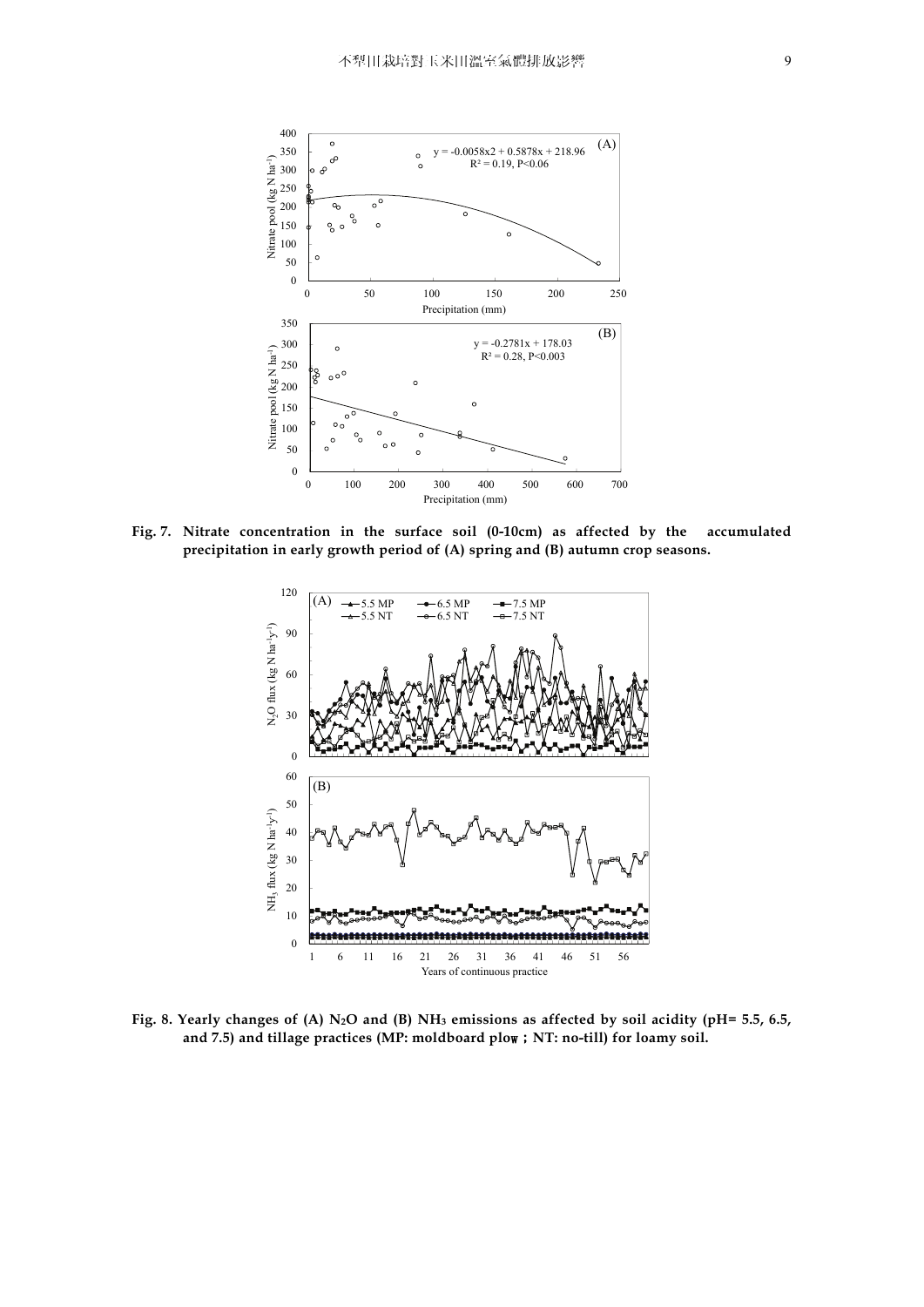**Fig. 7. Nitrate concentration in the surface soil (0-10cm) as affected by the accumulated precipitation in early growth period of (A) spring and (B) autumn crop seasons.**

**Fig. 8. Yearly changes of (A) $N_2O$ and (B) $NH_3$ emissions as affected by soil acidity (pH= 5.5, 6.5, and 7.5) and tillage practices (MP: moldboard plow; NT: no-till) for loamy soil.**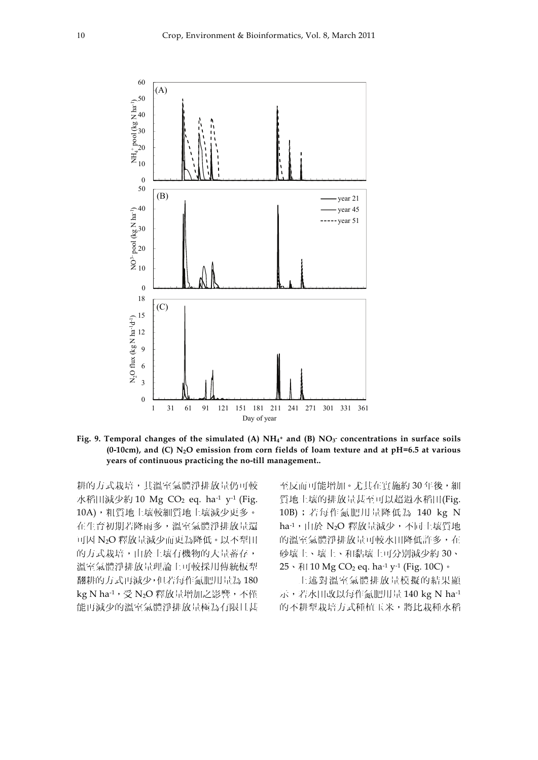Fig. 9. Temporal changes of the simulated (A) $NH_4^+$ and (B) $NO_3^-$ concentrations in surface soils (0-10cm), and (C) $N_2O$ emission from corn fields of loam texture and at pH=6.5 at various years of continuous practicing the no-till management..

耕的方式栽培，其溫室氣體淨排放量仍可較水稻田減少約 10 Mg $CO_2$ eq. $ha^{-1}$ $y^{-1}$ (Fig. 10A)，粗質地土壤較細質地土壤減少更多。在生育初期若降雨多，溫室氣體淨排放量還可因 $N_2O$ 釋放量減少而更為降低。以不犁田的方式栽培，由於土壤有機物的大量蓄存，溫室氣體淨排放量理論上可較採用傳統板犁翻耕的方式再減少，但若每作氮肥用量為 180 kg N $ha^{-1}$，受 $N_2O$ 釋放量增加之影響，不僅能再減少的溫室氣體淨排放量極為有限且甚至反而可能增加。尤其在實施約 30 年後，細質地土壤的排放量甚至可以超過水稻田(Fig. 10B)；若每作氮肥用量降低為 140 kg N $ha^{-1}$，由於 $N_2O$ 釋放量減少，不同土壤質地的溫室氣體淨排放量可較水田降低許多，在砂壤土、壤土、和黏壤土可分別減少約 30、25、和 10 Mg $CO_2$ eq. $ha^{-1}$ $y^{-1}$ (Fig. 10C)。

上述對溫室氣體排放量模擬的結果顯示，若水田改以每作氮肥用量 140 kg N $ha^{-1}$ 的不耕犁栽培方式種植玉米，將比栽種水稻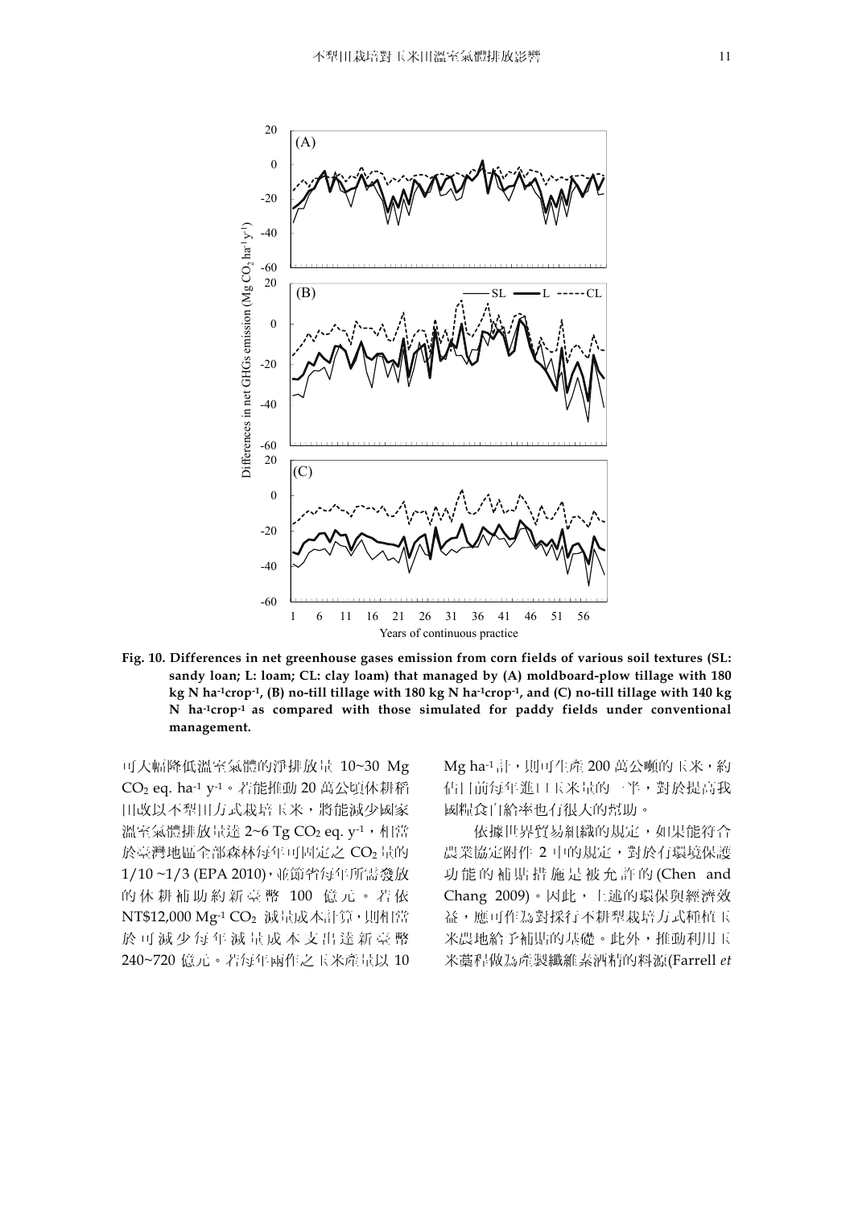**Fig. 10. Differences in net greenhouse gases emission from corn fields of various soil textures (SL: sandy loan; L: loam; CL: clay loam) that managed by (A) moldboard-plow tillage with 180 kg N ha[-1]crop[-1], (B) no-till tillage with 180 kg N ha[-1]crop[-1], and (C) no-till tillage with 140 kg N ha[-1]crop[-1] as compared with those simulated for paddy fields under conventional management.**

可大幅降低溫室氣體的淨排放量 10~30 Mg $CO_2$ eq. $ha^{-1}$ $y^{-1}$。若能推動 20 萬公頃休耕稻田改以不犁田方式栽培玉米，將能減少國家溫室氣體排放量達 2~6 Tg $CO_2$ eq. $y^{-1}$，相當於臺灣地區全部森林每年可固定之 $CO_2$ 量的 1/10 ~1/3 (EPA 2010)，並節省每年所需發放的休耕補助約新臺幣 100 億元。若依 NT$12,000 $Mg^{-1}$ $CO_2$ 減量成本計算，則相當於可減少每年減量成本支出達新臺幣 240~720 億元。若每年兩作之玉米產量以 10 Mg $ha^{-1}$ 計，則可生產 200 萬公噸的玉米，約佔目前每年進口玉米量的一半，對於提高我國糧食自給率也有很大的幫助。

依據世界貿易組織的規定，如果能符合農業協定附件 2 中的規定，對於有環境保護功能的補貼措施是被允許的 (Chen and Chang 2009)。因此，上述的環保與經濟效益，應可作為對採行不耕犁栽培方式種植玉米農地給予補貼的基礎。此外，推動利用玉米藁稈做為產製纖維素酒精的料源(Farrell *et*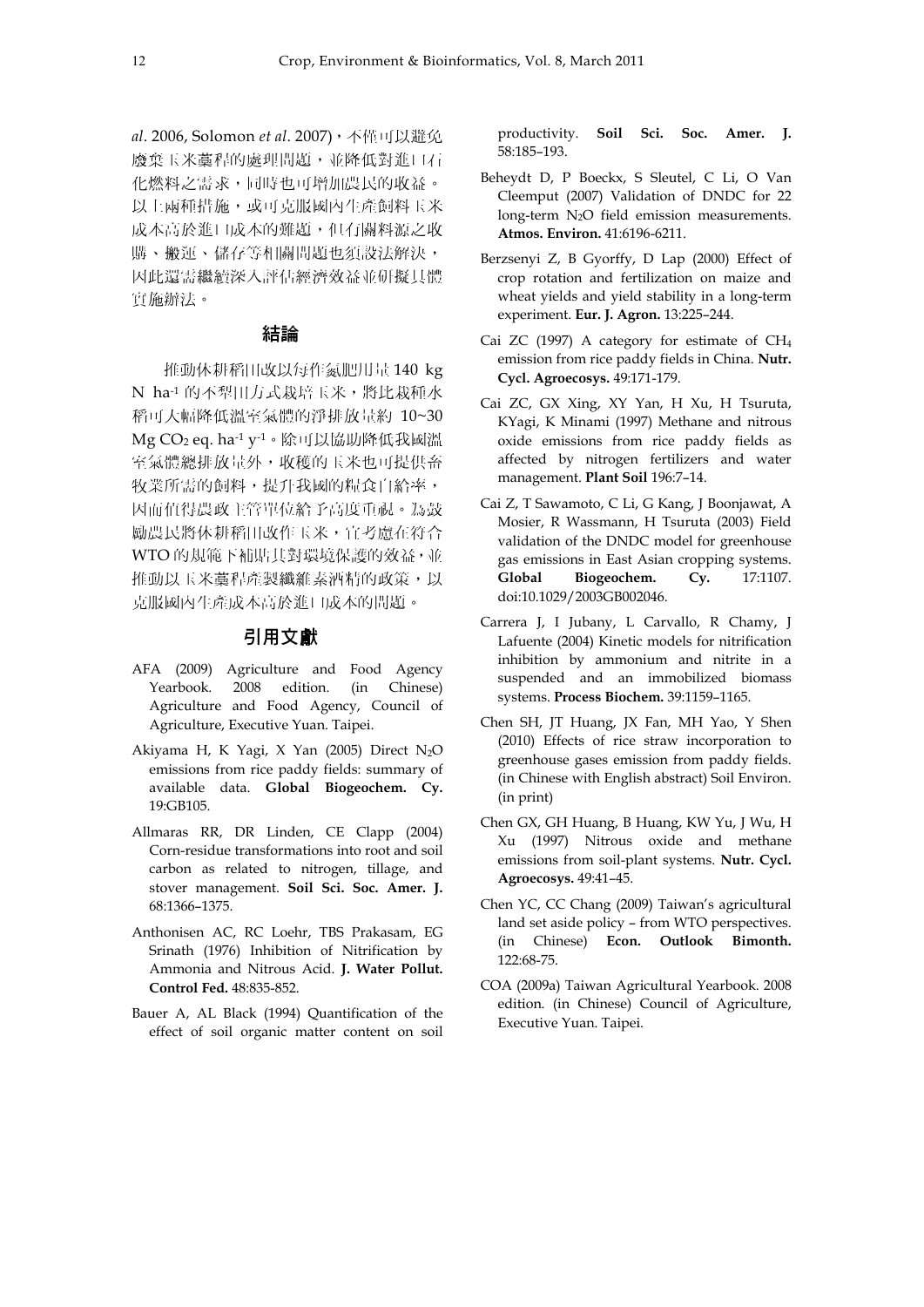*al*. 2006, Solomon *et al*. 2007)，不僅可以避免廢棄玉米藁稈的處理問題，並降低對進口石化燃料之需求，同時也可增加農民的收益。以上兩種措施，或可克服國內生產飼料玉米成本高於進口成本的難題，但有關料源之收購、搬運、儲存等相關問題也須設法解決，因此還需繼續深入評估經濟效益並研擬具體實施辦法。

## 結論

推動休耕稻田改以每作氮肥用量 140 kg N $ha^{-1}$ 的不犁田方式栽培玉米，將比栽種水稻可大幅降低溫室氣體的淨排放量約 10~30 Mg $CO_2$ eq. $ha^{-1}$ $y^{-1}$。除可以協助降低我國溫室氣體總排放量外，收穫的玉米也可提供畜牧業所需的飼料，提升我國的糧食自給率，因而值得農政主管單位給予高度重視。為鼓勵農民將休耕稻田改作玉米，宜考慮在符合 WTO 的規範下補貼其對環境保護的效益，並推動以玉米藁稈產製纖維素酒精的政策，以克服國內生產成本高於進口成本的問題。

## 引用文獻

AFA (2009) Agriculture and Food Agency Yearbook. 2008 edition. (in Chinese) Agriculture and Food Agency, Council of Agriculture, Executive Yuan. Taipei.

Akiyama H, K Yagi, X Yan (2005) Direct $N_2O$ emissions from rice paddy fields: summary of available data. **Global Biogeochem. Cy.** 19:GB105.

Allmaras RR, DR Linden, CE Clapp (2004) Corn-residue transformations into root and soil carbon as related to nitrogen, tillage, and stover management. **Soil Sci. Soc. Amer. J.** 68:1366–1375.

Anthonisen AC, RC Loehr, TBS Prakasam, EG Srinath (1976) Inhibition of Nitrification by Ammonia and Nitrous Acid. **J. Water Pollut. Control Fed.** 48:835-852.

Bauer A, AL Black (1994) Quantification of the effect of soil organic matter content on soil productivity. **Soil Sci. Soc. Amer. J.** 58:185–193.

Beheydt D, P Boeckx, S Sleutel, C Li, O Van Cleemput (2007) Validation of DNDC for 22 long-term $N_2O$ field emission measurements. **Atmos. Environ.** 41:6196-6211.

Berzsenyi Z, B Gyorffy, D Lap (2000) Effect of crop rotation and fertilization on maize and wheat yields and yield stability in a long-term experiment. **Eur. J. Agron.** 13:225–244.

Cai ZC (1997) A category for estimate of $CH_4$ emission from rice paddy fields in China. **Nutr. Cycl. Agroecosys.** 49:171-179.

Cai ZC, GX Xing, XY Yan, H Xu, H Tsuruta, KYagi, K Minami (1997) Methane and nitrous oxide emissions from rice paddy fields as affected by nitrogen fertilizers and water management. **Plant Soil** 196:7–14.

Cai Z, T Sawamoto, C Li, G Kang, J Boonjawat, A Mosier, R Wassmann, H Tsuruta (2003) Field validation of the DNDC model for greenhouse gas emissions in East Asian cropping systems. **Global Biogeochem. Cy.** 17:1107. doi:10.1029/2003GB002046.

Carrera J, I Jubany, L Carvallo, R Chamy, J Lafuente (2004) Kinetic models for nitrification inhibition by ammonium and nitrite in a suspended and an immobilized biomass systems. **Process Biochem.** 39:1159–1165.

Chen SH, JT Huang, JX Fan, MH Yao, Y Shen (2010) Effects of rice straw incorporation to greenhouse gases emission from paddy fields. (in Chinese with English abstract) Soil Environ. (in print)

Chen GX, GH Huang, B Huang, KW Yu, J Wu, H Xu (1997) Nitrous oxide and methane emissions from soil-plant systems. **Nutr. Cycl. Agroecosys.** 49:41–45.

Chen YC, CC Chang (2009) Taiwan's agricultural land set aside policy – from WTO perspectives. (in Chinese) **Econ. Outlook Bimonth.** 122:68-75.

COA (2009a) Taiwan Agricultural Yearbook. 2008 edition. (in Chinese) Council of Agriculture, Executive Yuan. Taipei.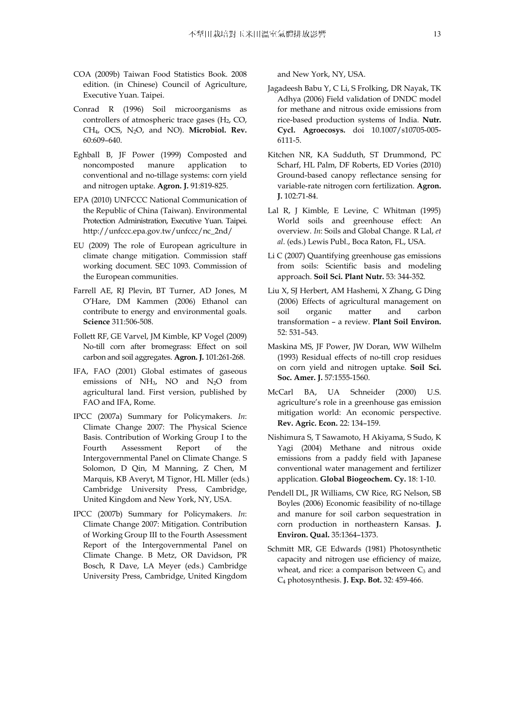COA (2009b) Taiwan Food Statistics Book. 2008 edition. (in Chinese) Council of Agriculture, Executive Yuan. Taipei.

Conrad R (1996) Soil microorganisms as controllers of atmospheric trace gases ($H_2$, CO, $CH_4$, OCS, $N_2O$, and NO). **Microbiol. Rev.** 60:609–640.

Eghball B, JF Power (1999) Composted and noncomposted manure application to conventional and no-tillage systems: corn yield and nitrogen uptake. **Agron. J.** 91:819-825.

EPA (2010) UNFCCC National Communication of the Republic of China (Taiwan). Environmental Protection Administration, Executive Yuan. Taipei. http://unfccc.epa.gov.tw/unfccc/nc_2nd/

EU (2009) The role of European agriculture in climate change mitigation. Commission staff working document. SEC 1093. Commission of the European communities.

Farrell AE, RJ Plevin, BT Turner, AD Jones, M O'Hare, DM Kammen (2006) Ethanol can contribute to energy and environmental goals. **Science** 311:506-508.

Follett RF, GE Varvel, JM Kimble, KP Vogel (2009) No-till corn after bromegrass: Effect on soil carbon and soil aggregates. **Agron. J.** 101:261-268.

IFA, FAO (2001) Global estimates of gaseous emissions of $NH_3$, NO and $N_2O$ from agricultural land. First version, published by FAO and IFA, Rome.

IPCC (2007a) Summary for Policymakers. *In*: Climate Change 2007: The Physical Science Basis. Contribution of Working Group I to the Fourth Assessment Report of the Intergovernmental Panel on Climate Change. S Solomon, D Qin, M Manning, Z Chen, M Marquis, KB Averyt, M Tignor, HL Miller (eds.) Cambridge University Press, Cambridge, United Kingdom and New York, NY, USA.

IPCC (2007b) Summary for Policymakers. *In*: Climate Change 2007: Mitigation. Contribution of Working Group III to the Fourth Assessment Report of the Intergovernmental Panel on Climate Change. B Metz, OR Davidson, PR Bosch, R Dave, LA Meyer (eds.) Cambridge University Press, Cambridge, United Kingdom and New York, NY, USA.

Jagadeesh Babu Y, C Li, S Frolking, DR Nayak, TK Adhya (2006) Field validation of DNDC model for methane and nitrous oxide emissions from rice-based production systems of India. **Nutr. Cycl. Agroecosys.** doi 10.1007/s10705-005-6111-5.

Kitchen NR, KA Sudduth, ST Drummond, PC Scharf, HL Palm, DF Roberts, ED Vories (2010) Ground-based canopy reflectance sensing for variable-rate nitrogen corn fertilization. **Agron. J.** 102:71-84.

Lal R, J Kimble, E Levine, C Whitman (1995) World soils and greenhouse effect: An overview. *In*: Soils and Global Change. R Lal, *et al*. (eds.) Lewis Publ., Boca Raton, FL, USA.

Li C (2007) Quantifying greenhouse gas emissions from soils: Scientific basis and modeling approach. **Soil Sci. Plant Nutr.** 53: 344-352.

Liu X, SJ Herbert, AM Hashemi, X Zhang, G Ding (2006) Effects of agricultural management on soil organic matter and carbon transformation – a review. **Plant Soil Environ.** 52: 531–543.

Maskina MS, JF Power, JW Doran, WW Wilhelm (1993) Residual effects of no-till crop residues on corn yield and nitrogen uptake. **Soil Sci. Soc. Amer. J.** 57:1555-1560.

McCarl BA, UA Schneider (2000) U.S. agriculture's role in a greenhouse gas emission mitigation world: An economic perspective. **Rev. Agric. Econ.** 22: 134–159.

Nishimura S, T Sawamoto, H Akiyama, S Sudo, K Yagi (2004) Methane and nitrous oxide emissions from a paddy field with Japanese conventional water management and fertilizer application. **Global Biogeochem. Cy.** 18: 1-10.

Pendell DL, JR Williams, CW Rice, RG Nelson, SB Boyles (2006) Economic feasibility of no-tillage and manure for soil carbon sequestration in corn production in northeastern Kansas. **J. Environ. Qual.** 35:1364–1373.

Schmitt MR, GE Edwards (1981) Photosynthetic capacity and nitrogen use efficiency of maize, wheat, and rice: a comparison between $C_3$ and $C_4$ photosynthesis. **J. Exp. Bot.** 32: 459-466.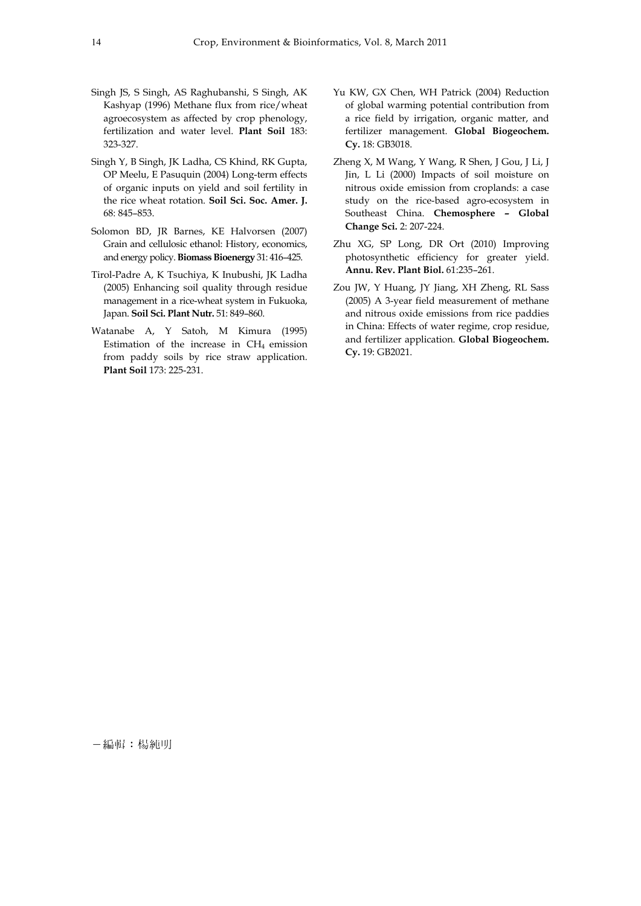Singh JS, S Singh, AS Raghubanshi, S Singh, AK Kashyap (1996) Methane flux from rice/wheat agroecosystem as affected by crop phenology, fertilization and water level. **Plant Soil** 183: 323-327.

Singh Y, B Singh, JK Ladha, CS Khind, RK Gupta, OP Meelu, E Pasuquin (2004) Long-term effects of organic inputs on yield and soil fertility in the rice wheat rotation. **Soil Sci. Soc. Amer. J.** 68: 845–853.

Solomon BD, JR Barnes, KE Halvorsen (2007) Grain and cellulosic ethanol: History, economics, and energy policy. **Biomass Bioenergy** 31: 416–425.

Tirol-Padre A, K Tsuchiya, K Inubushi, JK Ladha (2005) Enhancing soil quality through residue management in a rice-wheat system in Fukuoka, Japan. **Soil Sci. Plant Nutr.** 51: 849–860.

Watanabe A, Y Satoh, M Kimura (1995) Estimation of the increase in $CH_4$ emission from paddy soils by rice straw application. **Plant Soil** 173: 225-231.

Yu KW, GX Chen, WH Patrick (2004) Reduction of global warming potential contribution from a rice field by irrigation, organic matter, and fertilizer management. **Global Biogeochem. Cy.** 18: GB3018.

Zheng X, M Wang, Y Wang, R Shen, J Gou, J Li, J Jin, L Li (2000) Impacts of soil moisture on nitrous oxide emission from croplands: a case study on the rice-based agro-ecosystem in Southeast China. **Chemosphere – Global Change Sci.** 2: 207-224.

Zhu XG, SP Long, DR Ort (2010) Improving photosynthetic efficiency for greater yield. **Annu. Rev. Plant Biol.** 61:235–261.

Zou JW, Y Huang, JY Jiang, XH Zheng, RL Sass (2005) A 3-year field measurement of methane and nitrous oxide emissions from rice paddies in China: Effects of water regime, crop residue, and fertilizer application. **Global Biogeochem. Cy.** 19: GB2021.

－編輯：楊純明